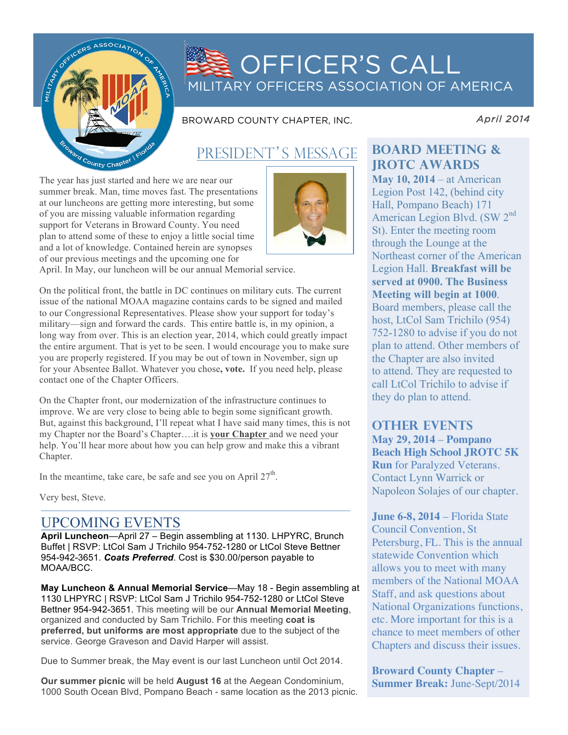# OFFICER'S CALL

MILITARY OFFICERS ASSOCIATION OF AMERICA

BROWARD COUNTY CHAPTER, INC.

*April 2014*

## PRESIDENT'S MESSAGE

The year has just started and here we are near our summer break. Man, time moves fast. The presentations at our luncheons are getting more interesting, but some of you are missing valuable information regarding support for Veterans in Broward County. You need plan to attend some of these to enjoy a little social time and a lot of knowledge. Contained herein are synopses of our previous meetings and the upcoming one for April. In May, our luncheon will be our annual Memorial service.

On the political front, the battle in DC continues on military cuts. The current issue of the national MOAA magazine contains cards to be signed and mailed to our Congressional Representatives. Please show your support for today's military—sign and forward the cards. This entire battle is, in my opinion, a long way from over. This is an election year, 2014, which could greatly impact the entire argument. That is yet to be seen. I would encourage you to make sure you are properly registered. If you may be out of town in November, sign up for your Absentee Ballot. Whatever you chose**, vote.** If you need help, please contact one of the Chapter Officers.

On the Chapter front, our modernization of the infrastructure continues to improve. We are very close to being able to begin some significant growth. But, against this background, I'll repeat what I have said many times, this is not my Chapter nor the Board's Chapter….it is **your Chapter** and we need your help. You'll hear more about how you can help grow and make this a vibrant Chapter.

In the meantime, take care, be safe and see you on April 27th.

Very best, Steve.

## UPCOMING EVENTS

**April Luncheon**—April 27 – Begin assembling at 1130. LHPYRC, Brunch Buffet | RSVP: LtCol Sam J Trichilo 954-752-1280 or LtCol Steve Bettner 954-942-3651. ***Coats Preferred***. Cost is $30.00/person payable to MOAA/BCC.

**May Luncheon & Annual Memorial Service**—May 18 - Begin assembling at 1130 LHPYRC | RSVP: LtCol Sam J Trichilo 954-752-1280 or LtCol Steve Bettner 954-942-3651. This meeting will be our **Annual Memorial Meeting**, organized and conducted by Sam Trichilo. For this meeting **coat is preferred, but uniforms are most appropriate** due to the subject of the service. George Graveson and David Harper will assist.

Due to Summer break, the May event is our last Luncheon until Oct 2014.

**Our summer picnic** will be held **August 16** at the Aegean Condominium, 1000 South Ocean Blvd, Pompano Beach - same location as the 2013 picnic.

## BOARD MEETING & JROTC AWARDS

**May 10, 2014** – at American Legion Post 142, (behind city Hall, Pompano Beach) 171 American Legion Blvd. (SW 2nd St). Enter the meeting room through the Lounge at the Northeast corner of the American Legion Hall. **Breakfast will be served at 0900. The Business Meeting will begin at 1000**. Board members, please call the host, LtCol Sam Trichilo (954) 752-1280 to advise if you do not plan to attend. Other members of the Chapter are also invited to attend. They are requested to call LtCol Trichilo to advise if they do plan to attend.

## OTHER EVENTS

**May 29, 2014 – Pompano Beach High School JROTC 5K Run** for Paralyzed Veterans. Contact Lynn Warrick or Napoleon Solajes of our chapter.

**June 6-8, 2014** – Florida State Council Convention, St Petersburg, FL. This is the annual statewide Convention which allows you to meet with many members of the National MOAA Staff, and ask questions about National Organizations functions, etc. More important for this is a chance to meet members of other Chapters and discuss their issues.

**Broward County Chapter – Summer Break:** June-Sept/2014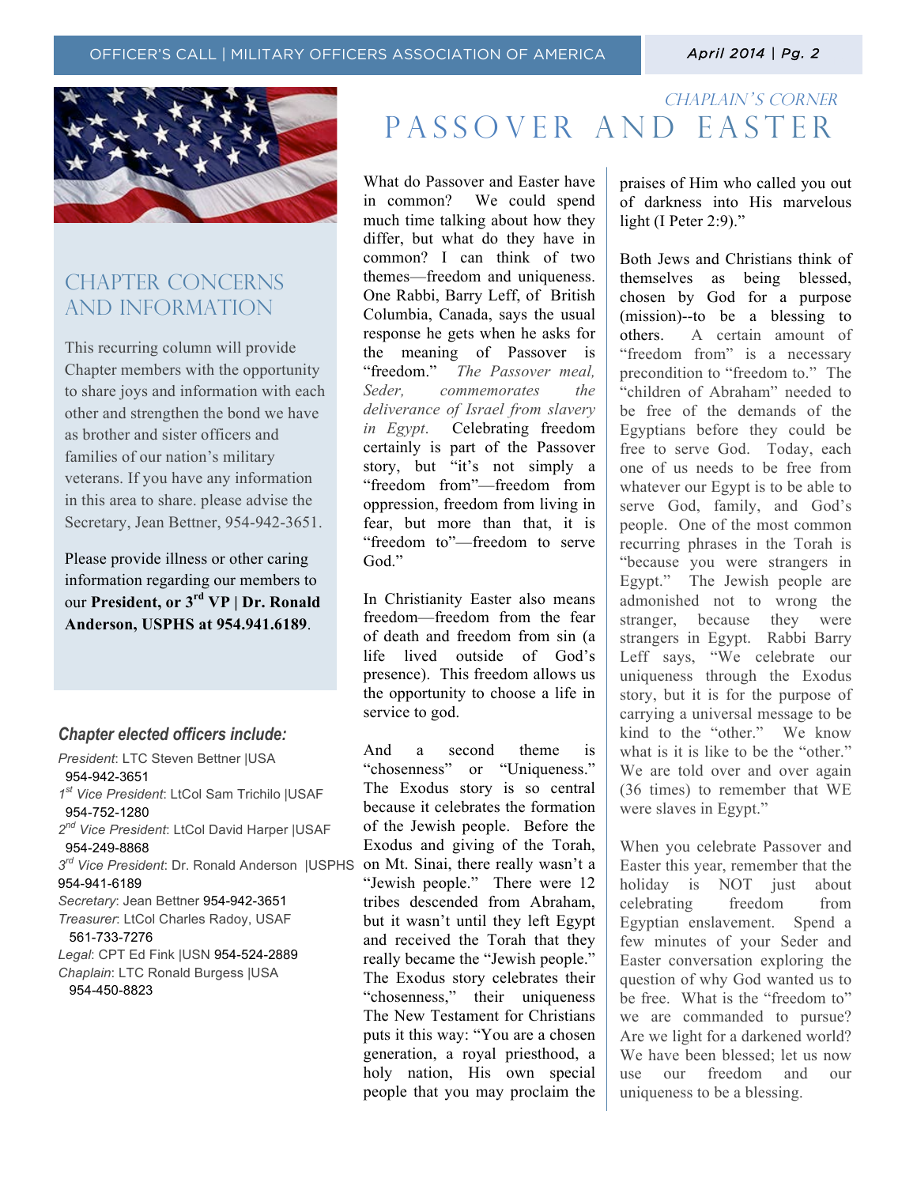## CHAPTER CONCERNS AND INFORMATION

This recurring column will provide Chapter members with the opportunity to share joys and information with each other and strengthen the bond we have as brother and sister officers and families of our nation's military veterans. If you have any information in this area to share. please advise the Secretary, Jean Bettner, 954-942-3651.

Please provide illness or other caring information regarding our members to our **President, or 3rd VP | Dr. Ronald Anderson, USPHS at 954.941.6189**.

### *Chapter elected officers include:*

*President*: LTC Steven Bettner |USA 954-942-3651
*1st Vice President*: LtCol Sam Trichilo |USAF 954-752-1280
*2nd Vice President*: LtCol David Harper |USAF 954-249-8868
*3rd Vice President*: Dr. Ronald Anderson |USPHS 954-941-6189
*Secretary*: Jean Bettner 954-942-3651
*Treasurer*: LtCol Charles Radoy, USAF 561-733-7276
*Legal*: CPT Ed Fink |USN 954-524-2889
*Chaplain*: LTC Ronald Burgess |USA 954-450-8823

*CHAPLAIN'S CORNER*

# PASSOVER AND EASTER

What do Passover and Easter have in common? We could spend much time talking about how they differ, but what do they have in common? I can think of two themes—freedom and uniqueness. One Rabbi, Barry Leff, of British Columbia, Canada, says the usual response he gets when he asks for the meaning of Passover is "freedom." *The Passover meal, Seder, commemorates the deliverance of Israel from slavery in Egypt*. Celebrating freedom certainly is part of the Passover story, but "it's not simply a "freedom from"—freedom from oppression, freedom from living in fear, but more than that, it is "freedom to"—freedom to serve God."

In Christianity Easter also means freedom—freedom from the fear of death and freedom from sin (a life lived outside of God's presence). This freedom allows us the opportunity to choose a life in service to god.

And a second theme is "chosenness" or "Uniqueness." The Exodus story is so central because it celebrates the formation of the Jewish people. Before the Exodus and giving of the Torah, on Mt. Sinai, there really wasn't a "Jewish people." There were 12 tribes descended from Abraham, but it wasn't until they left Egypt and received the Torah that they really became the "Jewish people." The Exodus story celebrates their "chosenness," their uniqueness The New Testament for Christians puts it this way: "You are a chosen generation, a royal priesthood, a holy nation, His own special people that you may proclaim the praises of Him who called you out of darkness into His marvelous light (I Peter 2:9)."

Both Jews and Christians think of themselves as being blessed, chosen by God for a purpose (mission)--to be a blessing to others. A certain amount of "freedom from" is a necessary precondition to "freedom to." The "children of Abraham" needed to be free of the demands of the Egyptians before they could be free to serve God. Today, each one of us needs to be free from whatever our Egypt is to be able to serve God, family, and God's people. One of the most common recurring phrases in the Torah is "because you were strangers in Egypt." The Jewish people are admonished not to wrong the stranger, because they were strangers in Egypt. Rabbi Barry Leff says, "We celebrate our uniqueness through the Exodus story, but it is for the purpose of carrying a universal message to be kind to the "other." We know what is it is like to be the "other." We are told over and over again (36 times) to remember that WE were slaves in Egypt."

When you celebrate Passover and Easter this year, remember that the holiday is NOT just about celebrating freedom from Egyptian enslavement. Spend a few minutes of your Seder and Easter conversation exploring the question of why God wanted us to be free. What is the "freedom to" we are commanded to pursue? Are we light for a darkened world? We have been blessed; let us now use our freedom and our uniqueness to be a blessing.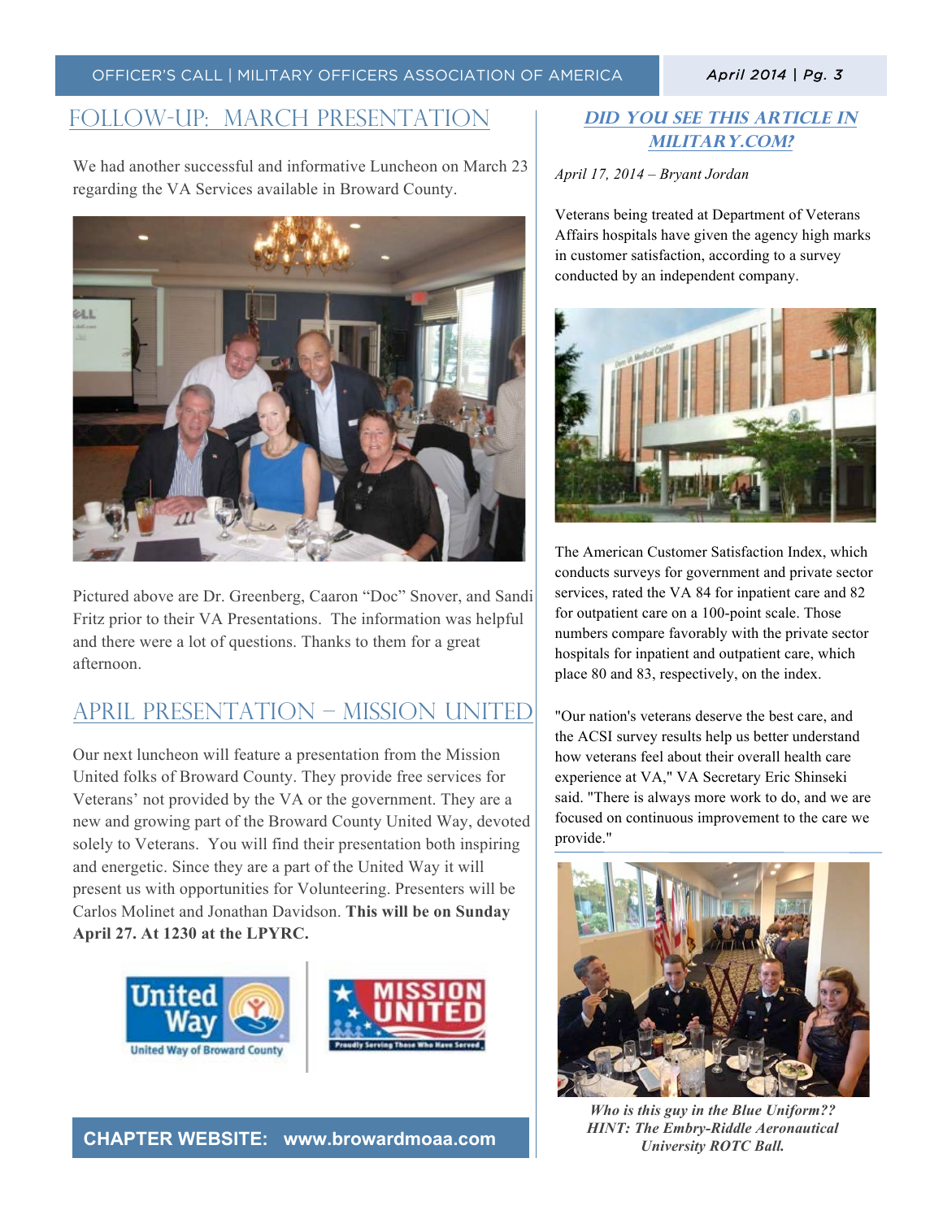## FOLLOW-UP: MARCH PRESENTATION

We had another successful and informative Luncheon on March 23 regarding the VA Services available in Broward County.

Pictured above are Dr. Greenberg, Caaron "Doc" Snover, and Sandi Fritz prior to their VA Presentations. The information was helpful and there were a lot of questions. Thanks to them for a great afternoon.

## APRIL PRESENTATION – MISSION UNITED

Our next luncheon will feature a presentation from the Mission United folks of Broward County. They provide free services for Veterans' not provided by the VA or the government. They are a new and growing part of the Broward County United Way, devoted solely to Veterans. You will find their presentation both inspiring and energetic. Since they are a part of the United Way it will present us with opportunities for Volunteering. Presenters will be Carlos Molinet and Jonathan Davidson. **This will be on Sunday April 27. At 1230 at the LPYRC.**

**CHAPTER WEBSITE: www.browardmoaa.com**

## *DID YOU SEE THIS ARTICLE IN MILITARY.COM?*

*April 17, 2014 – Bryant Jordan*

Veterans being treated at Department of Veterans Affairs hospitals have given the agency high marks in customer satisfaction, according to a survey conducted by an independent company.

The American Customer Satisfaction Index, which conducts surveys for government and private sector services, rated the VA 84 for inpatient care and 82 for outpatient care on a 100-point scale. Those numbers compare favorably with the private sector hospitals for inpatient and outpatient care, which place 80 and 83, respectively, on the index.

"Our nation's veterans deserve the best care, and the ACSI survey results help us better understand how veterans feel about their overall health care experience at VA," VA Secretary Eric Shinseki said. "There is always more work to do, and we are focused on continuous improvement to the care we provide."

***Who is this guy in the Blue Uniform?? HINT: The Embry-Riddle Aeronautical University ROTC Ball.***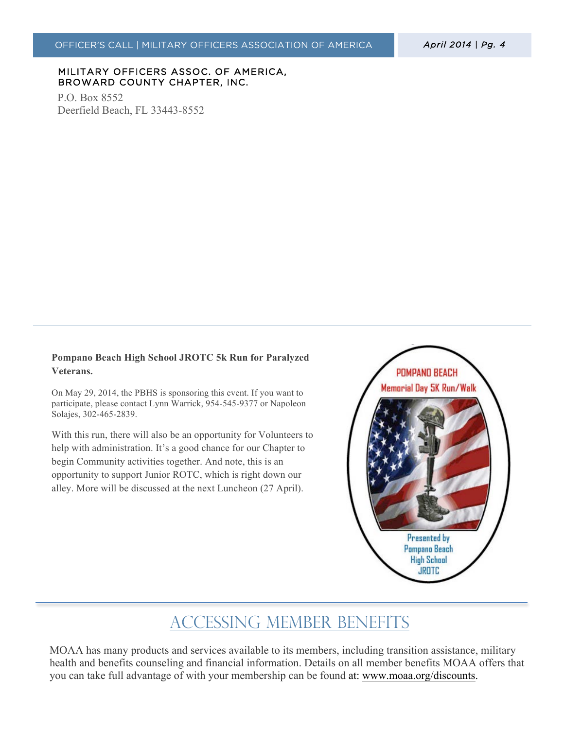MILITARY OFFICERS ASSOC. OF AMERICA,
BROWARD COUNTY CHAPTER, INC.

P.O. Box 8552
Deerfield Beach, FL 33443-8552

**Pompano Beach High School JROTC 5k Run for Paralyzed Veterans.**

On May 29, 2014, the PBHS is sponsoring this event. If you want to participate, please contact Lynn Warrick, 954-545-9377 or Napoleon Solajes, 302-465-2839.

With this run, there will also be an opportunity for Volunteers to help with administration. It's a good chance for our Chapter to begin Community activities together. And note, this is an opportunity to support Junior ROTC, which is right down our alley. More will be discussed at the next Luncheon (27 April).

POMPANO BEACH
Memorial Day 5K Run/Walk

Presented by
Pompano Beach
High School
JROTC

# ACCESSING MEMBER BENEFITS

MOAA has many products and services available to its members, including transition assistance, military health and benefits counseling and financial information. Details on all member benefits MOAA offers that you can take full advantage of with your membership can be found at: www.moaa.org/discounts.